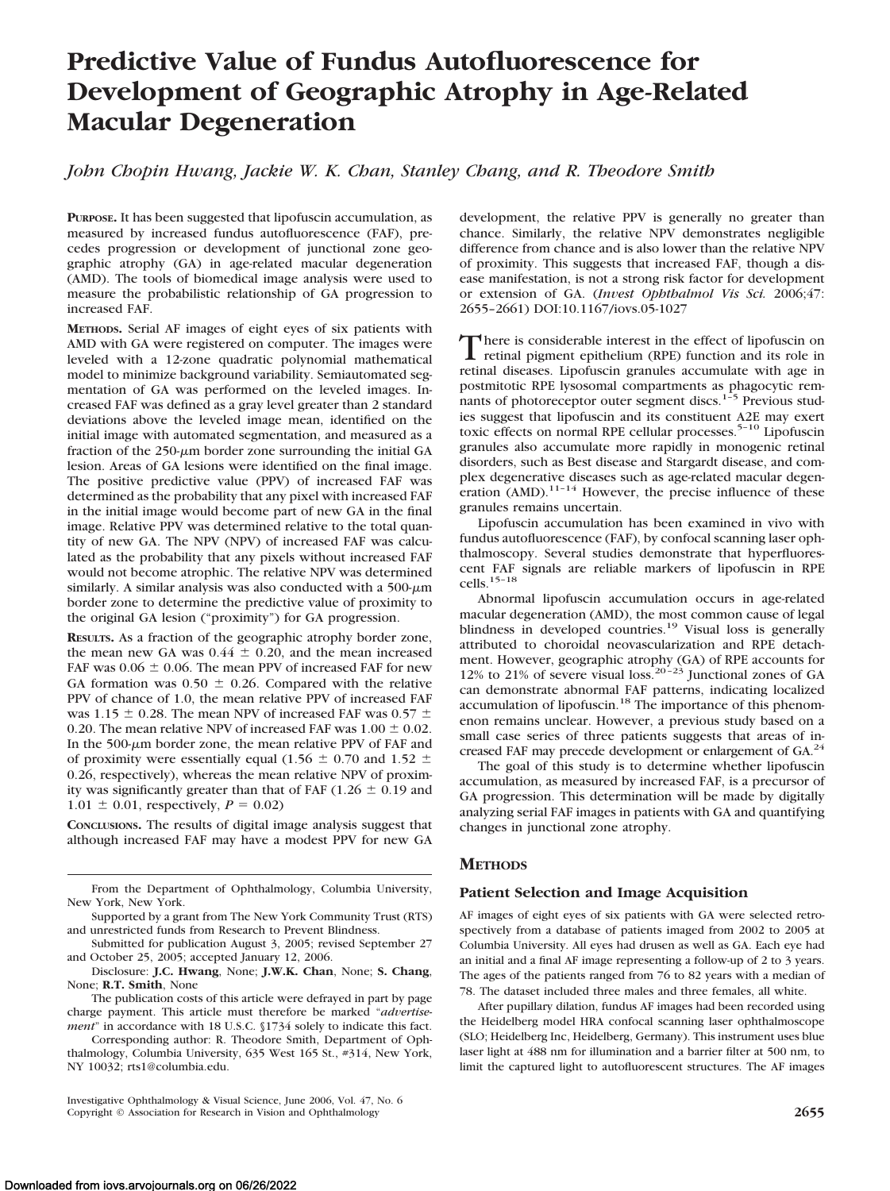# Predictive Value of Fundus Autofluorescence for Development of Geographic Atrophy in Age-Related Macular Degeneration

*John Chopin Hwang, Jackie W. K. Chan, Stanley Chang, and R. Theodore Smith*

**PURPOSE.** It has been suggested that lipofuscin accumulation, as measured by increased fundus autofluorescence (FAF), precedes progression or development of junctional zone geographic atrophy (GA) in age-related macular degeneration (AMD). The tools of biomedical image analysis were used to measure the probabilistic relationship of GA progression to increased FAF.

**METHODS.** Serial AF images of eight eyes of six patients with AMD with GA were registered on computer. The images were leveled with a 12-zone quadratic polynomial mathematical model to minimize background variability. Semiautomated segmentation of GA was performed on the leveled images. Increased FAF was defined as a gray level greater than 2 standard deviations above the leveled image mean, identified on the initial image with automated segmentation, and measured as a fraction of the 250-$\mu$m border zone surrounding the initial GA lesion. Areas of GA lesions were identified on the final image. The positive predictive value (PPV) of increased FAF was determined as the probability that any pixel with increased FAF in the initial image would become part of new GA in the final image. Relative PPV was determined relative to the total quantity of new GA. The NPV (NPV) of increased FAF was calculated as the probability that any pixels without increased FAF would not become atrophic. The relative NPV was determined similarly. A similar analysis was also conducted with a 500-$\mu$m border zone to determine the predictive value of proximity to the original GA lesion ("proximity") for GA progression.

**RESULTS.** As a fraction of the geographic atrophy border zone, the mean new GA was $0.44 \pm 0.20$, and the mean increased FAF was $0.06 \pm 0.06$. The mean PPV of increased FAF for new GA formation was $0.50 \pm 0.26$. Compared with the relative PPV of chance of 1.0, the mean relative PPV of increased FAF was $1.15 \pm 0.28$. The mean NPV of increased FAF was $0.57 \pm 0.20$. The mean relative NPV of increased FAF was $1.00 \pm 0.02$. In the 500-$\mu$m border zone, the mean relative PPV of FAF and of proximity were essentially equal ($1.56 \pm 0.70$ and $1.52 \pm 0.26$, respectively), whereas the mean relative NPV of proximity was significantly greater than that of FAF ($1.26 \pm 0.19$ and $1.01 \pm 0.01$, respectively, $P = 0.02$)

**CONCLUSIONS.** The results of digital image analysis suggest that although increased FAF may have a modest PPV for new GA development, the relative PPV is generally no greater than chance. Similarly, the relative NPV demonstrates negligible difference from chance and is also lower than the relative NPV of proximity. This suggests that increased FAF, though a disease manifestation, is not a strong risk factor for development or extension of GA. (*Invest Ophthalmol Vis Sci.* 2006;47: 2655–2661) DOI:10.1167/iovs.05-1027

From the Department of Ophthalmology, Columbia University, New York, New York.

Supported by a grant from The New York Community Trust (RTS) and unrestricted funds from Research to Prevent Blindness.

Submitted for publication August 3, 2005; revised September 27 and October 25, 2005; accepted January 12, 2006.

Disclosure: **J.C. Hwang**, None; **J.W.K. Chan**, None; **S. Chang**, None; **R.T. Smith**, None

The publication costs of this article were defrayed in part by page charge payment. This article must therefore be marked "*advertisement*" in accordance with 18 U.S.C. §1734 solely to indicate this fact.

Corresponding author: R. Theodore Smith, Department of Ophthalmology, Columbia University, 635 West 165 St., #314, New York, NY 10032; rts1@columbia.edu.

There is considerable interest in the effect of lipofuscin on retinal pigment epithelium (RPE) function and its role in retinal diseases. Lipofuscin granules accumulate with age in postmitotic RPE lysosomal compartments as phagocytic remnants of photoreceptor outer segment discs.[1–5] Previous studies suggest that lipofuscin and its constituent A2E may exert toxic effects on normal RPE cellular processes.[5–10] Lipofuscin granules also accumulate more rapidly in monogenic retinal disorders, such as Best disease and Stargardt disease, and complex degenerative diseases such as age-related macular degeneration (AMD).[11–14] However, the precise influence of these granules remains uncertain.

Lipofuscin accumulation has been examined in vivo with fundus autofluorescence (FAF), by confocal scanning laser ophthalmoscopy. Several studies demonstrate that hyperfluorescent FAF signals are reliable markers of lipofuscin in RPE cells.[15–18]

Abnormal lipofuscin accumulation occurs in age-related macular degeneration (AMD), the most common cause of legal blindness in developed countries.[19] Visual loss is generally attributed to choroidal neovascularization and RPE detachment. However, geographic atrophy (GA) of RPE accounts for 12% to 21% of severe visual loss.[20–23] Junctional zones of GA can demonstrate abnormal FAF patterns, indicating localized accumulation of lipofuscin.[18] The importance of this phenomenon remains unclear. However, a previous study based on a small case series of three patients suggests that areas of increased FAF may precede development or enlargement of GA.[24]

The goal of this study is to determine whether lipofuscin accumulation, as measured by increased FAF, is a precursor of GA progression. This determination will be made by digitally analyzing serial FAF images in patients with GA and quantifying changes in junctional zone atrophy.

## METHODS

### Patient Selection and Image Acquisition

AF images of eight eyes of six patients with GA were selected retrospectively from a database of patients imaged from 2002 to 2005 at Columbia University. All eyes had drusen as well as GA. Each eye had an initial and a final AF image representing a follow-up of 2 to 3 years. The ages of the patients ranged from 76 to 82 years with a median of 78. The dataset included three males and three females, all white.

After pupillary dilation, fundus AF images had been recorded using the Heidelberg model HRA confocal scanning laser ophthalmoscope (SLO; Heidelberg Inc, Heidelberg, Germany). This instrument uses blue laser light at 488 nm for illumination and a barrier filter at 500 nm, to limit the captured light to autofluorescent structures. The AF images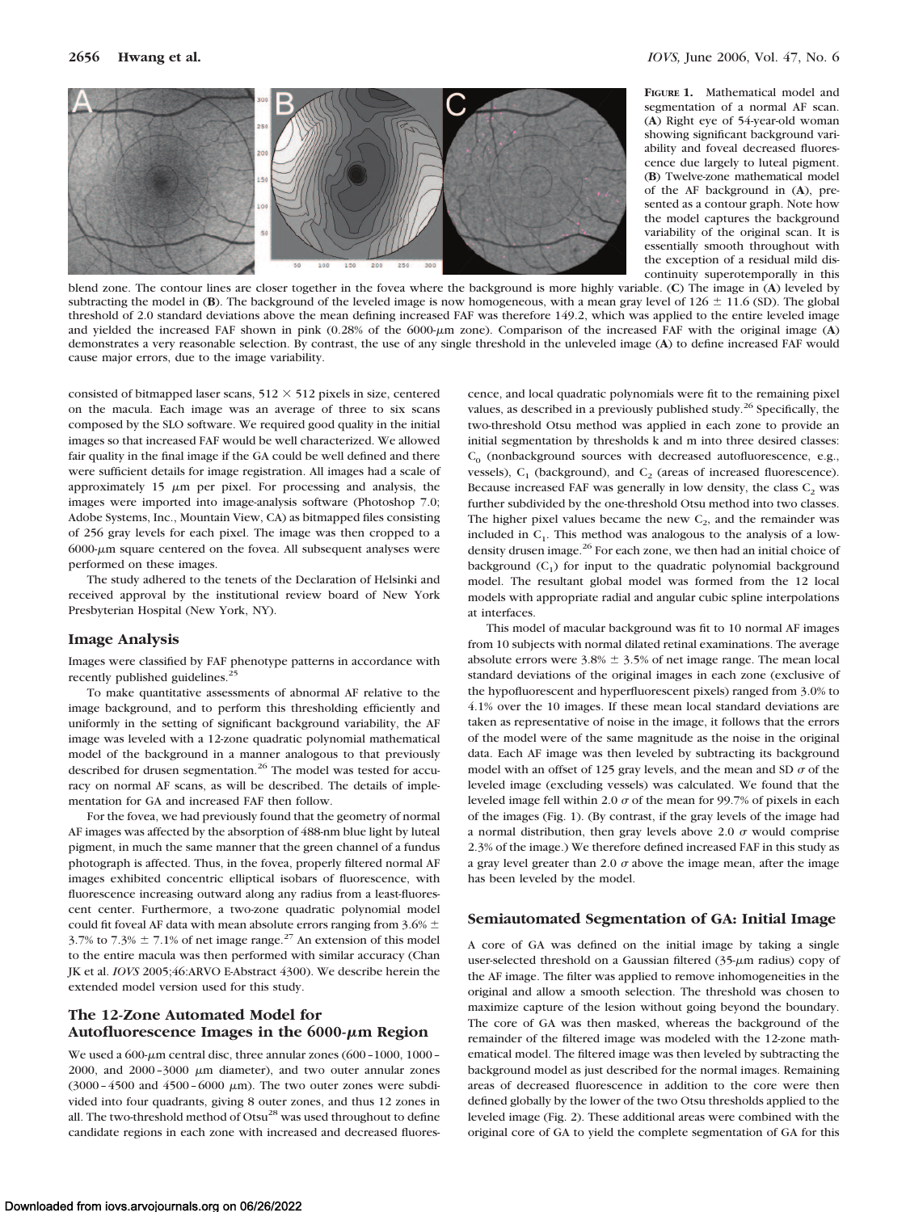**FIGURE 1.** Mathematical model and segmentation of a normal AF scan. (**A**) Right eye of 54-year-old woman showing significant background variability and foveal decreased fluorescence due largely to luteal pigment. (**B**) Twelve-zone mathematical model of the AF background in (**A**), presented as a contour graph. Note how the model captures the background variability of the original scan. It is essentially smooth throughout with the exception of a residual mild discontinuity superotemporally in this blend zone. The contour lines are closer together in the fovea where the background is more highly variable. (**C**) The image in (**A**) leveled by subtracting the model in (**B**). The background of the leveled image is now homogeneous, with a mean gray level of 126 ± 11.6 (SD). The global threshold of 2.0 standard deviations above the mean defining increased FAF was therefore 149.2, which was applied to the entire leveled image and yielded the increased FAF shown in pink (0.28% of the 6000-μm zone). Comparison of the increased FAF with the original image (**A**) demonstrates a very reasonable selection. By contrast, the use of any single threshold in the unleveled image (**A**) to define increased FAF would cause major errors, due to the image variability.

consisted of bitmapped laser scans, 512 × 512 pixels in size, centered on the macula. Each image was an average of three to six scans composed by the SLO software. We required good quality in the initial images so that increased FAF would be well characterized. We allowed fair quality in the final image if the GA could be well defined and there were sufficient details for image registration. All images had a scale of approximately 15 μm per pixel. For processing and analysis, the images were imported into image-analysis software (Photoshop 7.0; Adobe Systems, Inc., Mountain View, CA) as bitmapped files consisting of 256 gray levels for each pixel. The image was then cropped to a 6000-μm square centered on the fovea. All subsequent analyses were performed on these images.

The study adhered to the tenets of the Declaration of Helsinki and received approval by the institutional review board of New York Presbyterian Hospital (New York, NY).

## Image Analysis

Images were classified by FAF phenotype patterns in accordance with recently published guidelines.[25]

To make quantitative assessments of abnormal AF relative to the image background, and to perform this thresholding efficiently and uniformly in the setting of significant background variability, the AF image was leveled with a 12-zone quadratic polynomial mathematical model of the background in a manner analogous to that previously described for drusen segmentation.[26] The model was tested for accuracy on normal AF scans, as will be described. The details of implementation for GA and increased FAF then follow.

For the fovea, we had previously found that the geometry of normal AF images was affected by the absorption of 488-nm blue light by luteal pigment, in much the same manner that the green channel of a fundus photograph is affected. Thus, in the fovea, properly filtered normal AF images exhibited concentric elliptical isobars of fluorescence, with fluorescence increasing outward along any radius from a least-fluorescent center. Furthermore, a two-zone quadratic polynomial model could fit foveal AF data with mean absolute errors ranging from 3.6% ± 3.7% to 7.3% ± 7.1% of net image range.[27] An extension of this model to the entire macula was then performed with similar accuracy (Chan JK et al. *IOVS* 2005;46:ARVO E-Abstract 4300). We describe herein the extended model version used for this study.

## The 12-Zone Automated Model for Autofluorescence Images in the 6000-μm Region

We used a 600-μm central disc, three annular zones (600–1000, 1000–2000, and 2000–3000 μm diameter), and two outer annular zones (3000–4500 and 4500–6000 μm). The two outer zones were subdivided into four quadrants, giving 8 outer zones, and thus 12 zones in all. The two-threshold method of Otsu[28] was used throughout to define candidate regions in each zone with increased and decreased fluorescence, and local quadratic polynomials were fit to the remaining pixel values, as described in a previously published study.[26] Specifically, the two-threshold Otsu method was applied in each zone to provide an initial segmentation by thresholds k and m into three desired classes: $C_0$ (nonbackground sources with decreased autofluorescence, e.g., vessels), $C_1$ (background), and $C_2$ (areas of increased fluorescence). Because increased FAF was generally in low density, the class $C_2$ was further subdivided by the one-threshold Otsu method into two classes. The higher pixel values became the new $C_2$, and the remainder was included in $C_1$. This method was analogous to the analysis of a low-density drusen image.[26] For each zone, we then had an initial choice of background ($C_1$) for input to the quadratic polynomial background model. The resultant global model was formed from the 12 local models with appropriate radial and angular cubic spline interpolations at interfaces.

This model of macular background was fit to 10 normal AF images from 10 subjects with normal dilated retinal examinations. The average absolute errors were 3.8% ± 3.5% of net image range. The mean local standard deviations of the original images in each zone (exclusive of the hypofluorescent and hyperfluorescent pixels) ranged from 3.0% to 4.1% over the 10 images. If these mean local standard deviations are taken as representative of noise in the image, it follows that the errors of the model were of the same magnitude as the noise in the original data. Each AF image was then leveled by subtracting its background model with an offset of 125 gray levels, and the mean and SD $\sigma$ of the leveled image (excluding vessels) was calculated. We found that the leveled image fell within 2.0 $\sigma$ of the mean for 99.7% of pixels in each of the images (Fig. 1). (By contrast, if the gray levels of the image had a normal distribution, then gray levels above 2.0 $\sigma$ would comprise 2.3% of the image.) We therefore defined increased FAF in this study as a gray level greater than 2.0 $\sigma$ above the image mean, after the image has been leveled by the model.

## Semiautomated Segmentation of GA: Initial Image

A core of GA was defined on the initial image by taking a single user-selected threshold on a Gaussian filtered (35-μm radius) copy of the AF image. The filter was applied to remove inhomogeneities in the original and allow a smooth selection. The threshold was chosen to maximize capture of the lesion without going beyond the boundary. The core of GA was then masked, whereas the background of the remainder of the filtered image was modeled with the 12-zone mathematical model. The filtered image was then leveled by subtracting the background model as just described for the normal images. Remaining areas of decreased fluorescence in addition to the core were then defined globally by the lower of the two Otsu thresholds applied to the leveled image (Fig. 2). These additional areas were combined with the original core of GA to yield the complete segmentation of GA for this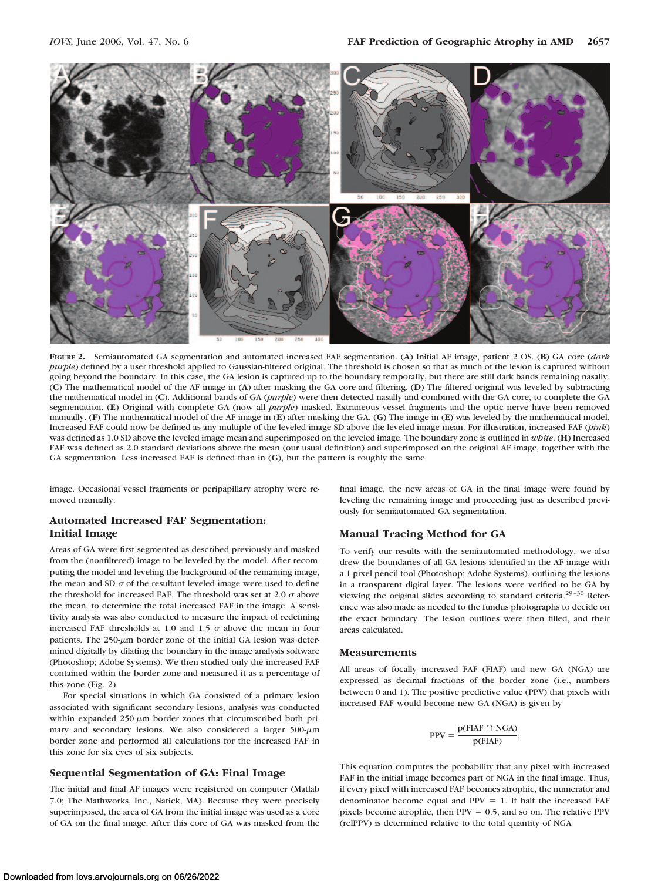**FIGURE 2.** Semiautomated GA segmentation and automated increased FAF segmentation. (**A**) Initial AF image, patient 2 OS. (**B**) GA core (*dark purple*) defined by a user threshold applied to Gaussian-filtered original. The threshold is chosen so that as much of the lesion is captured without going beyond the boundary. In this case, the GA lesion is captured up to the boundary temporally, but there are still dark bands remaining nasally. (**C**) The mathematical model of the AF image in (**A**) after masking the GA core and filtering. (**D**) The filtered original was leveled by subtracting the mathematical model in (**C**). Additional bands of GA (*purple*) were then detected nasally and combined with the GA core, to complete the GA segmentation. (**E**) Original with complete GA (now all *purple*) masked. Extraneous vessel fragments and the optic nerve have been removed manually. (**F**) The mathematical model of the AF image after masking the GA. (**G**) The image in (**E**) was leveled by the mathematical model. Increased FAF could now be defined as any multiple of the leveled image SD above the leveled image mean. For illustration, increased FAF (*pink*) was defined as 1.0 SD above the leveled image mean and superimposed on the leveled image. The boundary zone is outlined in *white*. (**H**) Increased FAF was defined as 2.0 standard deviations above the mean (our usual definition) and superimposed on the original AF image, together with the GA segmentation. Less increased FAF is defined than in (**G**), but the pattern is roughly the same.

image. Occasional vessel fragments or peripapillary atrophy were removed manually.

## Automated Increased FAF Segmentation: Initial Image

Areas of GA were first segmented as described previously and masked from the (nonfiltered) image to be leveled by the model. After recomputing the model and leveling the background of the remaining image, the mean and SD $\sigma$ of the resultant leveled image were used to define the threshold for increased FAF. The threshold was set at 2.0 $\sigma$ above the mean, to determine the total increased FAF in the image. A sensitivity analysis was also conducted to measure the impact of redefining increased FAF thresholds at 1.0 and 1.5 $\sigma$ above the mean in four patients. The 250-$\mu$m border zone of the initial GA lesion was determined digitally by dilating the boundary in the image analysis software (Photoshop; Adobe Systems). We then studied only the increased FAF contained within the border zone and measured it as a percentage of this zone (Fig. 2).

For special situations in which GA consisted of a primary lesion associated with significant secondary lesions, analysis was conducted within expanded 250-$\mu$m border zones that circumscribed both primary and secondary lesions. We also considered a larger 500-$\mu$m border zone and performed all calculations for the increased FAF in this zone for six eyes of six subjects.

## Sequential Segmentation of GA: Final Image

The initial and final AF images were registered on computer (Matlab 7.0; The Mathworks, Inc., Natick, MA). Because they were precisely superimposed, the area of GA from the initial image was used as a core of GA on the final image. After this core of GA was masked from the final image, the new areas of GA in the final image were found by leveling the remaining image and proceeding just as described previously for semiautomated GA segmentation.

## Manual Tracing Method for GA

To verify our results with the semiautomated methodology, we also drew the boundaries of all GA lesions identified in the AF image with a 1-pixel pencil tool (Photoshop; Adobe Systems), outlining the lesions in a transparent digital layer. The lesions were verified to be GA by viewing the original slides according to standard criteria.[29–30] Reference was also made as needed to the fundus photographs to decide on the exact boundary. The lesion outlines were then filled, and their areas calculated.

## Measurements

All areas of focally increased FAF (FIAF) and new GA (NGA) are expressed as decimal fractions of the border zone (i.e., numbers between 0 and 1). The positive predictive value (PPV) that pixels with increased FAF would become new GA (NGA) is given by

$$\mathrm{PPV} = \frac{\mathrm{p(FIAF} \cap \mathrm{NGA)}}{\mathrm{p(FIAF)}}.$$

This equation computes the probability that any pixel with increased FAF in the initial image becomes part of NGA in the final image. Thus, if every pixel with increased FAF becomes atrophic, the numerator and denominator become equal and PPV = 1. If half the increased FAF pixels become atrophic, then PPV = 0.5, and so on. The relative PPV (relPPV) is determined relative to the total quantity of NGA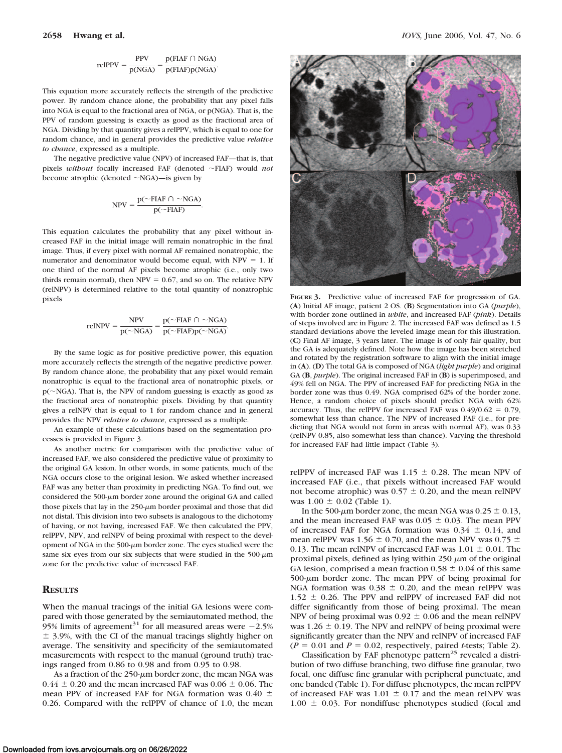$$\text{relPPV} = \frac{\text{PPV}}{p(\text{NGA})} = \frac{p(\text{FIAF} \cap \text{NGA})}{p(\text{FIAF})p(\text{NGA})}.$$

This equation more accurately reflects the strength of the predictive power. By random chance alone, the probability that any pixel falls into NGA is equal to the fractional area of NGA, or p(NGA). That is, the PPV of random guessing is exactly as good as the fractional area of NGA. Dividing by that quantity gives a relPPV, which is equal to one for random chance, and in general provides the predictive value *relative to chance*, expressed as a multiple.

The negative predictive value (NPV) of increased FAF—that is, that pixels *without* focally increased FAF (denoted ~FIAF) would *not* become atrophic (denoted ~NGA)—is given by

$$\text{NPV} = \frac{p(\sim\text{FIAF} \cap \sim\text{NGA})}{p(\sim\text{FIAF})}.$$

This equation calculates the probability that any pixel without increased FAF in the initial image will remain nonatrophic in the final image. Thus, if every pixel with normal AF remained nonatrophic, the numerator and denominator would become equal, with NPV = 1. If one third of the normal AF pixels become atrophic (i.e., only two thirds remain normal), then NPV = 0.67, and so on. The relative NPV (relNPV) is determined relative to the total quantity of nonatrophic pixels

$$\text{relNPV} = \frac{\text{NPV}}{p(\sim\text{NGA})} = \frac{p(\sim\text{FIAF} \cap \sim\text{NGA})}{p(\sim\text{FIAF})p(\sim\text{NGA})}.$$

By the same logic as for positive predictive power, this equation more accurately reflects the strength of the negative predictive power. By random chance alone, the probability that any pixel would remain nonatrophic is equal to the fractional area of nonatrophic pixels, or p(~NGA). That is, the NPV of random guessing is exactly as good as the fractional area of nonatrophic pixels. Dividing by that quantity gives a relNPV that is equal to 1 for random chance and in general provides the NPV *relative to chance*, expressed as a multiple.

An example of these calculations based on the segmentation processes is provided in Figure 3.

As another metric for comparison with the predictive value of increased FAF, we also considered the predictive value of proximity to the original GA lesion. In other words, in some patients, much of the NGA occurs close to the original lesion. We asked whether increased FAF was any better than proximity in predicting NGA. To find out, we considered the 500-μm border zone around the original GA and called those pixels that lay in the 250-μm border proximal and those that did not distal. This division into two subsets is analogous to the dichotomy of having, or not having, increased FAF. We then calculated the PPV, relPPV, NPV, and relNPV of being proximal with respect to the development of NGA in the 500-μm border zone. The eyes studied were the same six eyes from our six subjects that were studied in the 500-μm zone for the predictive value of increased FAF.

## Results

When the manual tracings of the initial GA lesions were compared with those generated by the semiautomated method, the 95% limits of agreement[31] for all measured areas were −2.5% ± 3.9%, with the CI of the manual tracings slightly higher on average. The sensitivity and specificity of the semiautomated measurements with respect to the manual (ground truth) tracings ranged from 0.86 to 0.98 and from 0.95 to 0.98.

As a fraction of the 250-μm border zone, the mean NGA was 0.44 ± 0.20 and the mean increased FAF was 0.06 ± 0.06. The mean PPV of increased FAF for NGA formation was 0.40 ± 0.26. Compared with the relPPV of chance of 1.0, the mean relPPV of increased FAF was 1.15 ± 0.28. The mean NPV of increased FAF (i.e., that pixels without increased FAF would not become atrophic) was 0.57 ± 0.20, and the mean relNPV was 1.00 ± 0.02 (Table 1).

In the 500-μm border zone, the mean NGA was 0.25 ± 0.13, and the mean increased FAF was 0.05 ± 0.03. The mean PPV of increased FAF for NGA formation was 0.34 ± 0.14, and mean relPPV was 1.56 ± 0.70, and the mean NPV was 0.75 ± 0.13. The mean relNPV of increased FAF was 1.01 ± 0.01. The proximal pixels, defined as lying within 250 μm of the original GA lesion, comprised a mean fraction 0.58 ± 0.04 of this same 500-μm border zone. The mean PPV of being proximal for NGA formation was 0.38 ± 0.20, and the mean relPPV was 1.52 ± 0.26. The PPV and relPPV of increased FAF did not differ significantly from those of being proximal. The mean NPV of being proximal was 0.92 ± 0.06 and the mean relNPV was 1.26 ± 0.19. The NPV and relNPV of being proximal were significantly greater than the NPV and relNPV of increased FAF ($P$ = 0.01 and $P$ = 0.02, respectively, paired $t$-tests; Table 2).

Classification by FAF phenotype pattern[25] revealed a distribution of two diffuse branching, two diffuse fine granular, two focal, one diffuse fine granular with peripheral punctuate, and one banded (Table 1). For diffuse phenotypes, the mean relPPV of increased FAF was 1.01 ± 0.17 and the mean relNPV was 1.00 ± 0.03. For nondiffuse phenotypes studied (focal and

**Figure 3.** Predictive value of increased FAF for progression of GA. (**A**) Initial AF image, patient 2 OS. (**B**) Segmentation into GA (*purple*), with border zone outlined in *white*, and increased FAF (*pink*). Details of steps involved are in Figure 2. The increased FAF was defined as 1.5 standard deviations above the leveled image mean for this illustration. (**C**) Final AF image, 3 years later. The image is of only fair quality, but the GA is adequately defined. Note how the image has been stretched and rotated by the registration software to align with the initial image in (**A**). (**D**) The total GA is composed of NGA (*light purple*) and original GA (**B**, *purple*). The original increased FAF in (**B**) is superimposed, and 49% fell on NGA. The PPV of increased FAF for predicting NGA in the border zone was thus 0.49. NGA comprised 62% of the border zone. Hence, a random choice of pixels should predict NGA with 62% accuracy. Thus, the relPPV for increased FAF was 0.49/0.62 = 0.79, somewhat less than chance. The NPV of increased FAF (i.e., for predicting that NGA would not form in areas with normal AF), was 0.33 (relNPV 0.85, also somewhat less than chance). Varying the threshold for increased FAF had little impact (Table 3).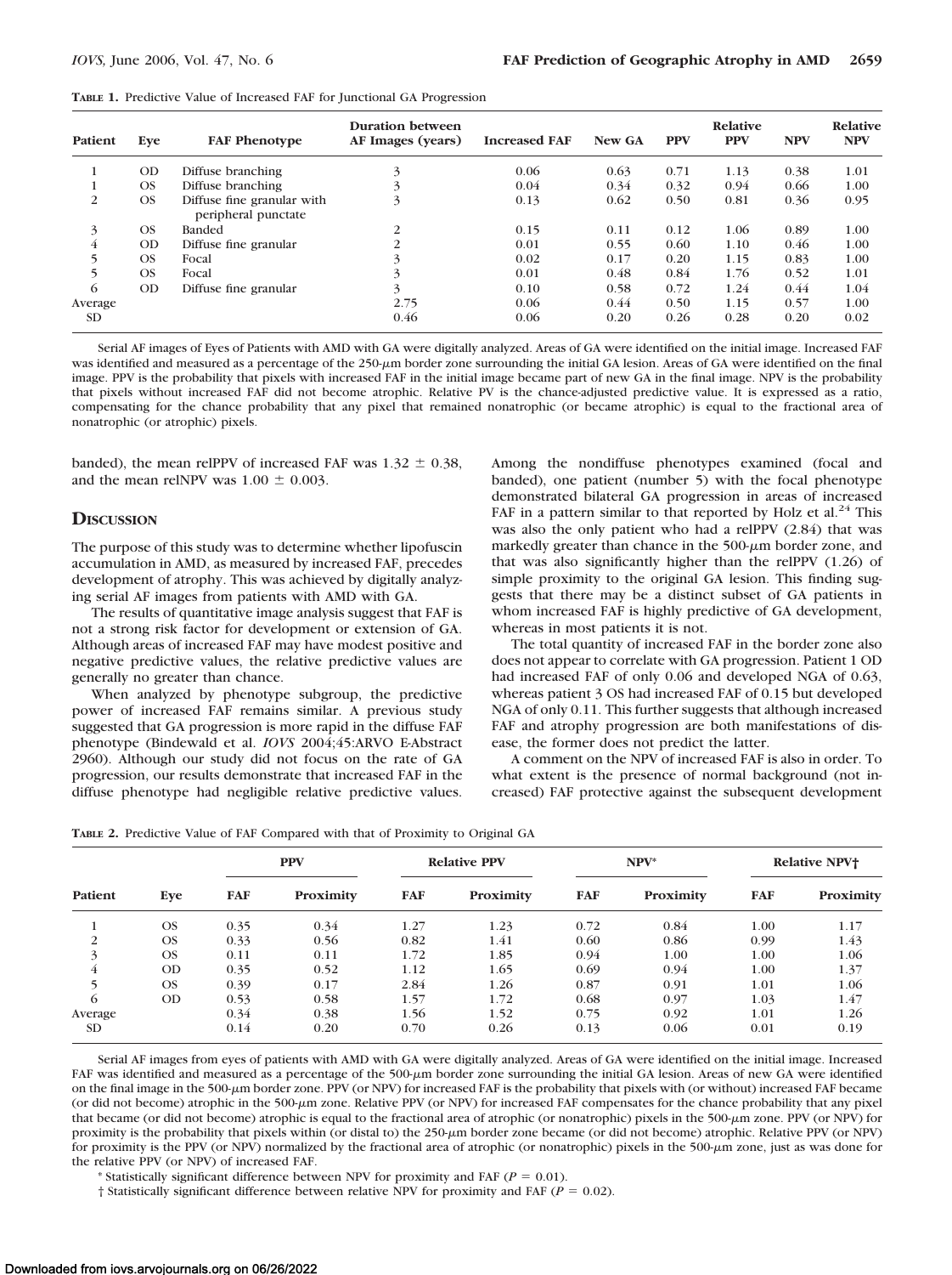**TABLE 1.** Predictive Value of Increased FAF for Junctional GA Progression

| Patient | Eye | FAF Phenotype | Duration between AF Images (years) | Increased FAF | New GA | PPV | Relative PPV | NPV | Relative NPV |
|---|---|---|---|---|---|---|---|---|---|
| 1 | OD | Diffuse branching | 3 | 0.06 | 0.63 | 0.71 | 1.13 | 0.38 | 1.01 |
| 1 | OS | Diffuse branching | 3 | 0.04 | 0.34 | 0.32 | 0.94 | 0.66 | 1.00 |
| 2 | OS | Diffuse fine granular with peripheral punctate | 3 | 0.13 | 0.62 | 0.50 | 0.81 | 0.36 | 0.95 |
| 3 | OS | Banded | 2 | 0.15 | 0.11 | 0.12 | 1.06 | 0.89 | 1.00 |
| 4 | OD | Diffuse fine granular | 2 | 0.01 | 0.55 | 0.60 | 1.10 | 0.46 | 1.00 |
| 5 | OS | Focal | 3 | 0.02 | 0.17 | 0.20 | 1.15 | 0.83 | 1.00 |
| 5 | OS | Focal | 3 | 0.01 | 0.48 | 0.84 | 1.76 | 0.52 | 1.01 |
| 6 | OD | Diffuse fine granular | 3 | 0.10 | 0.58 | 0.72 | 1.24 | 0.44 | 1.04 |
| Average | | | 2.75 | 0.06 | 0.44 | 0.50 | 1.15 | 0.57 | 1.00 |
| SD | | | 0.46 | 0.06 | 0.20 | 0.26 | 0.28 | 0.20 | 0.02 |

Serial AF images of Eyes of Patients with AMD with GA were digitally analyzed. Areas of GA were identified on the initial image. Increased FAF was identified and measured as a percentage of the 250-μm border zone surrounding the initial GA lesion. Areas of GA were identified on the final image. PPV is the probability that pixels with increased FAF in the initial image became part of new GA in the final image. NPV is the probability that pixels without increased FAF did not become atrophic. Relative PV is the chance-adjusted predictive value. It is expressed as a ratio, compensating for the chance probability that any pixel that remained nonatrophic (or became atrophic) is equal to the fractional area of nonatrophic (or atrophic) pixels.

banded), the mean relPPV of increased FAF was 1.32 ± 0.38, and the mean relNPV was 1.00 ± 0.003.

## Discussion

The purpose of this study was to determine whether lipofuscin accumulation in AMD, as measured by increased FAF, precedes development of atrophy. This was achieved by digitally analyzing serial AF images from patients with AMD with GA.

The results of quantitative image analysis suggest that FAF is not a strong risk factor for development or extension of GA. Although areas of increased FAF may have modest positive and negative predictive values, the relative predictive values are generally no greater than chance.

When analyzed by phenotype subgroup, the predictive power of increased FAF remains similar. A previous study suggested that GA progression is more rapid in the diffuse FAF phenotype (Bindewald et al. *IOVS* 2004;45:ARVO E-Abstract 2960). Although our study did not focus on the rate of GA progression, our results demonstrate that increased FAF in the diffuse phenotype had negligible relative predictive values. Among the nondiffuse phenotypes examined (focal and banded), one patient (number 5) with the focal phenotype demonstrated bilateral GA progression in areas of increased FAF in a pattern similar to that reported by Holz et al.[24] This was also the only patient who had a relPPV (2.84) that was markedly greater than chance in the 500-μm border zone, and that was also significantly higher than the relPPV (1.26) of simple proximity to the original GA lesion. This finding suggests that there may be a distinct subset of GA patients in whom increased FAF is highly predictive of GA development, whereas in most patients it is not.

The total quantity of increased FAF in the border zone also does not appear to correlate with GA progression. Patient 1 OD had increased FAF of only 0.06 and developed NGA of 0.63, whereas patient 3 OS had increased FAF of 0.15 but developed NGA of only 0.11. This further suggests that although increased FAF and atrophy progression are both manifestations of disease, the former does not predict the latter.

A comment on the NPV of increased FAF is also in order. To what extent is the presence of normal background (not increased) FAF protective against the subsequent development

**TABLE 2.** Predictive Value of FAF Compared with that of Proximity to Original GA

| Patient | Eye | PPV | | Relative PPV | | NPV* | | Relative NPV† | |
|---|---|---|---|---|---|---|---|---|---|
| | | FAF | Proximity | FAF | Proximity | FAF | Proximity | FAF | Proximity |
| 1 | OS | 0.35 | 0.34 | 1.27 | 1.23 | 0.72 | 0.84 | 1.00 | 1.17 |
| 2 | OS | 0.33 | 0.56 | 0.82 | 1.41 | 0.60 | 0.86 | 0.99 | 1.43 |
| 3 | OS | 0.11 | 0.11 | 1.72 | 1.85 | 0.94 | 1.00 | 1.00 | 1.06 |
| 4 | OD | 0.35 | 0.52 | 1.12 | 1.65 | 0.69 | 0.94 | 1.00 | 1.37 |
| 5 | OS | 0.39 | 0.17 | 2.84 | 1.26 | 0.87 | 0.91 | 1.01 | 1.06 |
| 6 | OD | 0.53 | 0.58 | 1.57 | 1.72 | 0.68 | 0.97 | 1.03 | 1.47 |
| Average | | 0.34 | 0.38 | 1.56 | 1.52 | 0.75 | 0.92 | 1.01 | 1.26 |
| SD | | 0.14 | 0.20 | 0.70 | 0.26 | 0.13 | 0.06 | 0.01 | 0.19 |

Serial AF images from eyes of patients with AMD with GA were digitally analyzed. Areas of GA were identified on the initial image. Increased FAF was identified and measured as a percentage of the 500-μm border zone surrounding the initial GA lesion. Areas of new GA were identified on the final image in the 500-μm border zone. PPV (or NPV) for increased FAF is the probability that pixels with (or without) increased FAF became (or did not become) atrophic in the 500-μm zone. Relative PPV (or NPV) for increased FAF compensates for the chance probability that any pixel that became (or did not become) atrophic is equal to the fractional area of atrophic (or nonatrophic) pixels in the 500-μm zone. PPV (or NPV) for proximity is the probability that pixels within (or distal to) the 250-μm border zone became (or did not become) atrophic. Relative PPV (or NPV) for proximity is the PPV (or NPV) normalized by the fractional area of atrophic (or nonatrophic) pixels in the 500-μm zone, just as was done for the relative PPV (or NPV) of increased FAF.

\* Statistically significant difference between NPV for proximity and FAF ($P = 0.01$).

† Statistically significant difference between relative NPV for proximity and FAF ($P = 0.02$).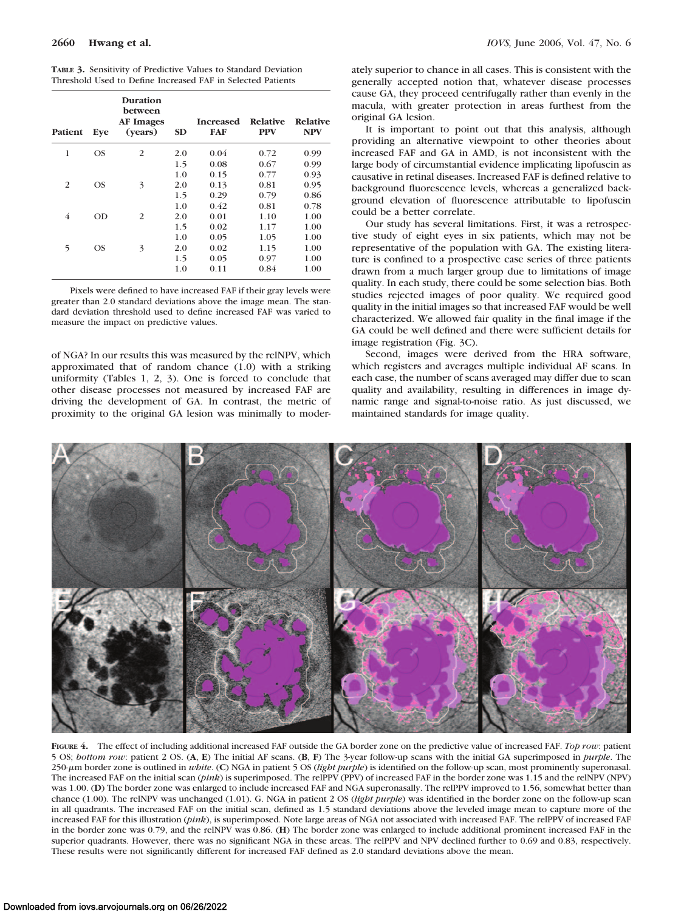**TABLE 3.** Sensitivity of Predictive Values to Standard Deviation Threshold Used to Define Increased FAF in Selected Patients

| Patient | Eye | Duration between AF Images (years) | SD | Increased FAF | Relative PPV | Relative NPV |
|---|---|---|---|---|---|---|
| 1 | OS | 2 | 2.0 | 0.04 | 0.72 | 0.99 |
| | | | 1.5 | 0.08 | 0.67 | 0.99 |
| | | | 1.0 | 0.15 | 0.77 | 0.93 |
| 2 | OS | 3 | 2.0 | 0.13 | 0.81 | 0.95 |
| | | | 1.5 | 0.29 | 0.79 | 0.86 |
| | | | 1.0 | 0.42 | 0.81 | 0.78 |
| 4 | OD | 2 | 2.0 | 0.01 | 1.10 | 1.00 |
| | | | 1.5 | 0.02 | 1.17 | 1.00 |
| | | | 1.0 | 0.05 | 1.05 | 1.00 |
| 5 | OS | 3 | 2.0 | 0.02 | 1.15 | 1.00 |
| | | | 1.5 | 0.05 | 0.97 | 1.00 |
| | | | 1.0 | 0.11 | 0.84 | 1.00 |

Pixels were defined to have increased FAF if their gray levels were greater than 2.0 standard deviations above the image mean. The standard deviation threshold used to define increased FAF was varied to measure the impact on predictive values.

of NGA? In our results this was measured by the relNPV, which approximated that of random chance (1.0) with a striking uniformity (Tables 1, 2, 3). One is forced to conclude that other disease processes not measured by increased FAF are driving the development of GA. In contrast, the metric of proximity to the original GA lesion was minimally to moderately superior to chance in all cases. This is consistent with the generally accepted notion that, whatever disease processes cause GA, they proceed centrifugally rather than evenly in the macula, with greater protection in areas furthest from the original GA lesion.

It is important to point out that this analysis, although providing an alternative viewpoint to other theories about increased FAF and GA in AMD, is not inconsistent with the large body of circumstantial evidence implicating lipofuscin as causative in retinal diseases. Increased FAF is defined relative to background fluorescence levels, whereas a generalized background elevation of fluorescence attributable to lipofuscin could be a better correlate.

Our study has several limitations. First, it was a retrospective study of eight eyes in six patients, which may not be representative of the population with GA. The existing literature is confined to a prospective case series of three patients drawn from a much larger group due to limitations of image quality. In each study, there could be some selection bias. Both studies rejected images of poor quality. We required good quality in the initial images so that increased FAF would be well characterized. We allowed fair quality in the final image if the GA could be well defined and there were sufficient details for image registration (Fig. 3C).

Second, images were derived from the HRA software, which registers and averages multiple individual AF scans. In each case, the number of scans averaged may differ due to scan quality and availability, resulting in differences in image dynamic range and signal-to-noise ratio. As just discussed, we maintained standards for image quality.

**FIGURE 4.** The effect of including additional increased FAF outside the GA border zone on the predictive value of increased FAF. *Top row*: patient 5 OS; *bottom row*: patient 2 OS. (**A**, **E**) The initial AF scans. (**B**, **F**) The 3-year follow-up scans with the initial GA superimposed in *purple*. The 250-μm border zone is outlined in *white*. (**C**) NGA in patient 5 OS (*light purple*) is identified on the follow-up scan, most prominently superonasal. The increased FAF on the initial scan (*pink*) is superimposed. The relPPV (PPV) of increased FAF in the border zone was 1.15 and the relNPV (NPV) was 1.00. (**D**) The border zone was enlarged to include increased FAF and NGA superonasally. The relPPV improved to 1.56, somewhat better than chance (1.00). The relNPV was unchanged (1.01). G. NGA in patient 2 OS (*light purple*) was identified in the border zone on the follow-up scan in all quadrants. The increased FAF on the initial scan, defined as 1.5 standard deviations above the leveled image mean to capture more of the increased FAF for this illustration (*pink*), is superimposed. Note large areas of NGA not associated with increased FAF. The relPPV of increased FAF in the border zone was 0.79, and the relNPV was 0.86. (**H**) The border zone was enlarged to include additional prominent increased FAF in the superior quadrants. However, there was no significant NGA in these areas. The relPPV and NPV declined further to 0.69 and 0.83, respectively. These results were not significantly different for increased FAF defined as 2.0 standard deviations above the mean.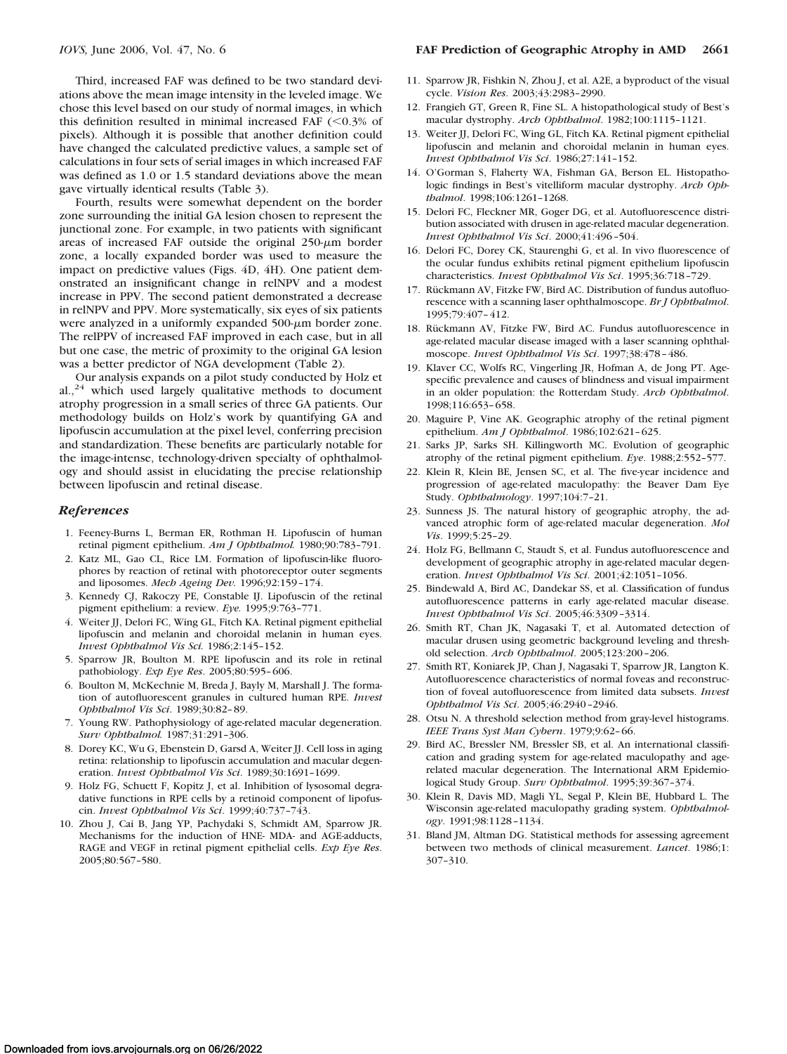Third, increased FAF was defined to be two standard deviations above the mean image intensity in the leveled image. We chose this level based on our study of normal images, in which this definition resulted in minimal increased FAF (<0.3% of pixels). Although it is possible that another definition could have changed the calculated predictive values, a sample set of calculations in four sets of serial images in which increased FAF was defined as 1.0 or 1.5 standard deviations above the mean gave virtually identical results (Table 3).

Fourth, results were somewhat dependent on the border zone surrounding the initial GA lesion chosen to represent the junctional zone. For example, in two patients with significant areas of increased FAF outside the original 250-μm border zone, a locally expanded border was used to measure the impact on predictive values (Figs. 4D, 4H). One patient demonstrated an insignificant change in relNPV and a modest increase in PPV. The second patient demonstrated a decrease in relNPV and PPV. More systematically, six eyes of six patients were analyzed in a uniformly expanded 500-μm border zone. The relPPV of increased FAF improved in each case, but in all but one case, the metric of proximity to the original GA lesion was a better predictor of NGA development (Table 2).

Our analysis expands on a pilot study conducted by Holz et al.,[24] which used largely qualitative methods to document atrophy progression in a small series of three GA patients. Our methodology builds on Holz's work by quantifying GA and lipofuscin accumulation at the pixel level, conferring precision and standardization. These benefits are particularly notable for the image-intense, technology-driven specialty of ophthalmology and should assist in elucidating the precise relationship between lipofuscin and retinal disease.

## *References*

1. Feeney-Burns L, Berman ER, Rothman H. Lipofuscin of human retinal pigment epithelium. *Am J Ophthalmol.* 1980;90:783–791.
2. Katz ML, Gao CL, Rice LM. Formation of lipofuscin-like fluorophores by reaction of retinal with photoreceptor outer segments and liposomes. *Mech Ageing Dev.* 1996;92:159–174.
3. Kennedy CJ, Rakoczy PE, Constable IJ. Lipofuscin of the retinal pigment epithelium: a review. *Eye.* 1995;9:763–771.
4. Weiter JJ, Delori FC, Wing GL, Fitch KA. Retinal pigment epithelial lipofuscin and melanin and choroidal melanin in human eyes. *Invest Ophthalmol Vis Sci.* 1986;2:145–152.
5. Sparrow JR, Boulton M. RPE lipofuscin and its role in retinal pathobiology. *Exp Eye Res.* 2005;80:595–606.
6. Boulton M, McKechnie M, Breda J, Bayly M, Marshall J. The formation of autofluorescent granules in cultured human RPE. *Invest Ophthalmol Vis Sci.* 1989;30:82–89.
7. Young RW. Pathophysiology of age-related macular degeneration. *Surv Ophthalmol.* 1987;31:291–306.
8. Dorey KC, Wu G, Ebenstein D, Garsd A, Weiter JJ. Cell loss in aging retina: relationship to lipofuscin accumulation and macular degeneration. *Invest Ophthalmol Vis Sci.* 1989;30:1691–1699.
9. Holz FG, Schuett F, Kopitz J, et al. Inhibition of lysosomal degradative functions in RPE cells by a retinoid component of lipofuscin. *Invest Ophthalmol Vis Sci.* 1999;40:737–743.
10. Zhou J, Cai B, Jang YP, Pachydaki S, Schmidt AM, Sparrow JR. Mechanisms for the induction of HNE- MDA- and AGE-adducts, RAGE and VEGF in retinal pigment epithelial cells. *Exp Eye Res.* 2005;80:567–580.
11. Sparrow JR, Fishkin N, Zhou J, et al. A2E, a byproduct of the visual cycle. *Vision Res.* 2003;43:2983–2990.
12. Frangieh GT, Green R, Fine SL. A histopathological study of Best's macular dystrophy. *Arch Ophthalmol.* 1982;100:1115–1121.
13. Weiter JJ, Delori FC, Wing GL, Fitch KA. Retinal pigment epithelial lipofuscin and melanin and choroidal melanin in human eyes. *Invest Ophthalmol Vis Sci.* 1986;27:141–152.
14. O'Gorman S, Flaherty WA, Fishman GA, Berson EL. Histopathologic findings in Best's vitelliform macular dystrophy. *Arch Ophthalmol.* 1998;106:1261–1268.
15. Delori FC, Fleckner MR, Goger DG, et al. Autofluorescence distribution associated with drusen in age-related macular degeneration. *Invest Ophthalmol Vis Sci.* 2000;41:496–504.
16. Delori FC, Dorey CK, Staurenghi G, et al. In vivo fluorescence of the ocular fundus exhibits retinal pigment epithelium lipofuscin characteristics. *Invest Ophthalmol Vis Sci.* 1995;36:718–729.
17. Rückmann AV, Fitzke FW, Bird AC. Distribution of fundus autofluorescence with a scanning laser ophthalmoscope. *Br J Ophthalmol.* 1995;79:407–412.
18. Rückmann AV, Fitzke FW, Bird AC. Fundus autofluorescence in age-related macular disease imaged with a laser scanning ophthalmoscope. *Invest Ophthalmol Vis Sci.* 1997;38:478–486.
19. Klaver CC, Wolfs RC, Vingerling JR, Hofman A, de Jong PT. Age-specific prevalence and causes of blindness and visual impairment in an older population: the Rotterdam Study. *Arch Ophthalmol.* 1998;116:653–658.
20. Maguire P, Vine AK. Geographic atrophy of the retinal pigment epithelium. *Am J Ophthalmol.* 1986;102:621–625.
21. Sarks JP, Sarks SH. Killingworth MC. Evolution of geographic atrophy of the retinal pigment epithelium. *Eye.* 1988;2:552–577.
22. Klein R, Klein BE, Jensen SC, et al. The five-year incidence and progression of age-related maculopathy: the Beaver Dam Eye Study. *Ophthalmology.* 1997;104:7–21.
23. Sunness JS. The natural history of geographic atrophy, the advanced atrophic form of age-related macular degeneration. *Mol Vis.* 1999;5:25–29.
24. Holz FG, Bellmann C, Staudt S, et al. Fundus autofluorescence and development of geographic atrophy in age-related macular degeneration. *Invest Ophthalmol Vis Sci.* 2001;42:1051–1056.
25. Bindewald A, Bird AC, Dandekar SS, et al. Classification of fundus autofluorescence patterns in early age-related macular disease. *Invest Ophthalmol Vis Sci.* 2005;46:3309–3314.
26. Smith RT, Chan JK, Nagasaki T, et al. Automated detection of macular drusen using geometric background leveling and threshold selection. *Arch Ophthalmol.* 2005;123:200–206.
27. Smith RT, Koniarek JP, Chan J, Nagasaki T, Sparrow JR, Langton K. Autofluorescence characteristics of normal foveas and reconstruction of foveal autofluorescence from limited data subsets. *Invest Ophthalmol Vis Sci.* 2005;46:2940–2946.
28. Otsu N. A threshold selection method from gray-level histograms. *IEEE Trans Syst Man Cybern.* 1979;9:62–66.
29. Bird AC, Bressler NM, Bressler SB, et al. An international classification and grading system for age-related maculopathy and age-related macular degeneration. The International ARM Epidemiological Study Group. *Surv Ophthalmol.* 1995;39:367–374.
30. Klein R, Davis MD, Magli YL, Segal P, Klein BE, Hubbard L. The Wisconsin age-related maculopathy grading system. *Ophthalmology.* 1991;98:1128–1134.
31. Bland JM, Altman DG. Statistical methods for assessing agreement between two methods of clinical measurement. *Lancet.* 1986;1:307–310.